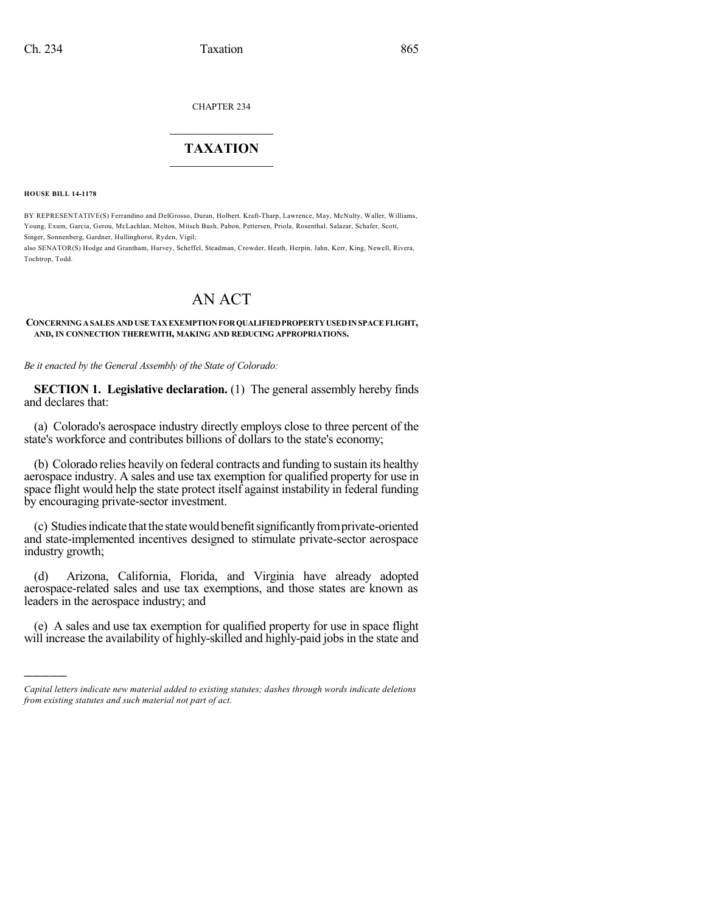CHAPTER 234

# TAXATION

**HOUSE BILL 14-1178**

BY REPRESENTATIVE(S) Ferrandino and DelGrosso, Duran, Holbert, Kraft-Tharp, Lawrence, May, McNulty, Waller, Williams, Young, Exum, Garcia, Gerou, McLachlan, Melton, Mitsch Bush, Pabon, Pettersen, Priola, Rosenthal, Salazar, Schafer, Scott, Singer, Sonnenberg, Gardner, Hullinghorst, Ryden, Vigil;
also SENATOR(S) Hodge and Grantham, Harvey, Scheffel, Steadman, Crowder, Heath, Herpin, Jahn, Kerr, King, Newell, Rivera, Tochtrop, Todd.

# AN ACT

**CONCERNING A SALES AND USE TAX EXEMPTION FOR QUALIFIED PROPERTY USED IN SPACE FLIGHT, AND, IN CONNECTION THEREWITH, MAKING AND REDUCING APPROPRIATIONS.**

*Be it enacted by the General Assembly of the State of Colorado:*

**SECTION 1. Legislative declaration.** (1) The general assembly hereby finds and declares that:

(a) Colorado's aerospace industry directly employs close to three percent of the state's workforce and contributes billions of dollars to the state's economy;

(b) Colorado relies heavily on federal contracts and funding to sustain its healthy aerospace industry. A sales and use tax exemption for qualified property for use in space flight would help the state protect itself against instability in federal funding by encouraging private-sector investment.

(c) Studies indicate that the state would benefit significantly from private-oriented and state-implemented incentives designed to stimulate private-sector aerospace industry growth;

(d) Arizona, California, Florida, and Virginia have already adopted aerospace-related sales and use tax exemptions, and those states are known as leaders in the aerospace industry; and

(e) A sales and use tax exemption for qualified property for use in space flight will increase the availability of highly-skilled and highly-paid jobs in the state and

*Capital letters indicate new material added to existing statutes; dashes through words indicate deletions from existing statutes and such material not part of act.*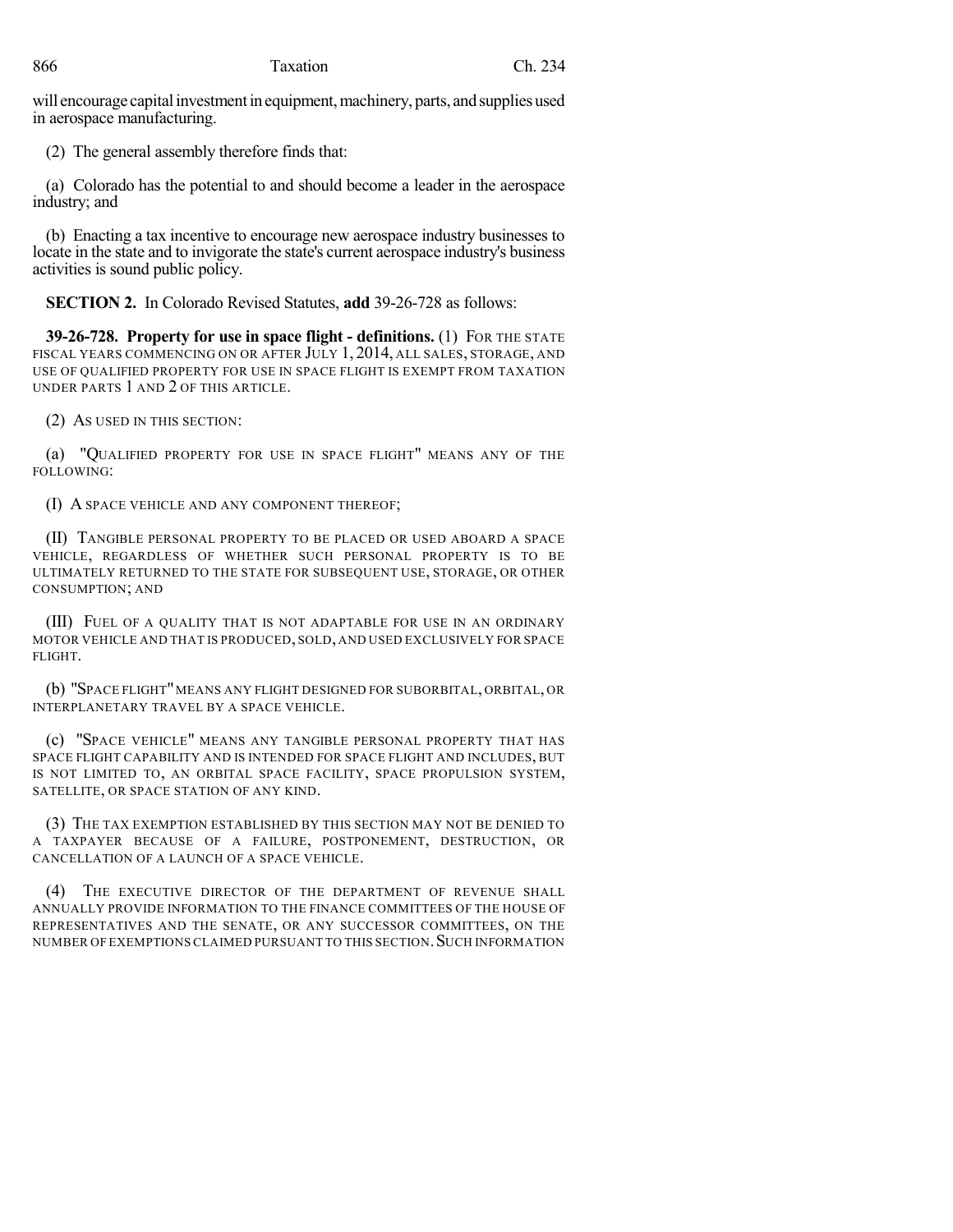will encourage capital investment in equipment, machinery, parts, and supplies used in aerospace manufacturing.

(2) The general assembly therefore finds that:

(a) Colorado has the potential to and should become a leader in the aerospace industry; and

(b) Enacting a tax incentive to encourage new aerospace industry businesses to locate in the state and to invigorate the state's current aerospace industry's business activities is sound public policy.

**SECTION 2.** In Colorado Revised Statutes, **add** 39-26-728 as follows:

**39-26-728. Property for use in space flight - definitions.** (1) FOR THE STATE FISCAL YEARS COMMENCING ON OR AFTER JULY 1, 2014, ALL SALES, STORAGE, AND USE OF QUALIFIED PROPERTY FOR USE IN SPACE FLIGHT IS EXEMPT FROM TAXATION UNDER PARTS 1 AND 2 OF THIS ARTICLE.

(2) AS USED IN THIS SECTION:

(a) "QUALIFIED PROPERTY FOR USE IN SPACE FLIGHT" MEANS ANY OF THE FOLLOWING:

(I) A SPACE VEHICLE AND ANY COMPONENT THEREOF;

(II) TANGIBLE PERSONAL PROPERTY TO BE PLACED OR USED ABOARD A SPACE VEHICLE, REGARDLESS OF WHETHER SUCH PERSONAL PROPERTY IS TO BE ULTIMATELY RETURNED TO THE STATE FOR SUBSEQUENT USE, STORAGE, OR OTHER CONSUMPTION; AND

(III) FUEL OF A QUALITY THAT IS NOT ADAPTABLE FOR USE IN AN ORDINARY MOTOR VEHICLE AND THAT IS PRODUCED, SOLD, AND USED EXCLUSIVELY FOR SPACE FLIGHT.

(b) "SPACE FLIGHT" MEANS ANY FLIGHT DESIGNED FOR SUBORBITAL, ORBITAL, OR INTERPLANETARY TRAVEL BY A SPACE VEHICLE.

(c) "SPACE VEHICLE" MEANS ANY TANGIBLE PERSONAL PROPERTY THAT HAS SPACE FLIGHT CAPABILITY AND IS INTENDED FOR SPACE FLIGHT AND INCLUDES, BUT IS NOT LIMITED TO, AN ORBITAL SPACE FACILITY, SPACE PROPULSION SYSTEM, SATELLITE, OR SPACE STATION OF ANY KIND.

(3) THE TAX EXEMPTION ESTABLISHED BY THIS SECTION MAY NOT BE DENIED TO A TAXPAYER BECAUSE OF A FAILURE, POSTPONEMENT, DESTRUCTION, OR CANCELLATION OF A LAUNCH OF A SPACE VEHICLE.

(4) THE EXECUTIVE DIRECTOR OF THE DEPARTMENT OF REVENUE SHALL ANNUALLY PROVIDE INFORMATION TO THE FINANCE COMMITTEES OF THE HOUSE OF REPRESENTATIVES AND THE SENATE, OR ANY SUCCESSOR COMMITTEES, ON THE NUMBER OF EXEMPTIONS CLAIMED PURSUANT TO THIS SECTION. SUCH INFORMATION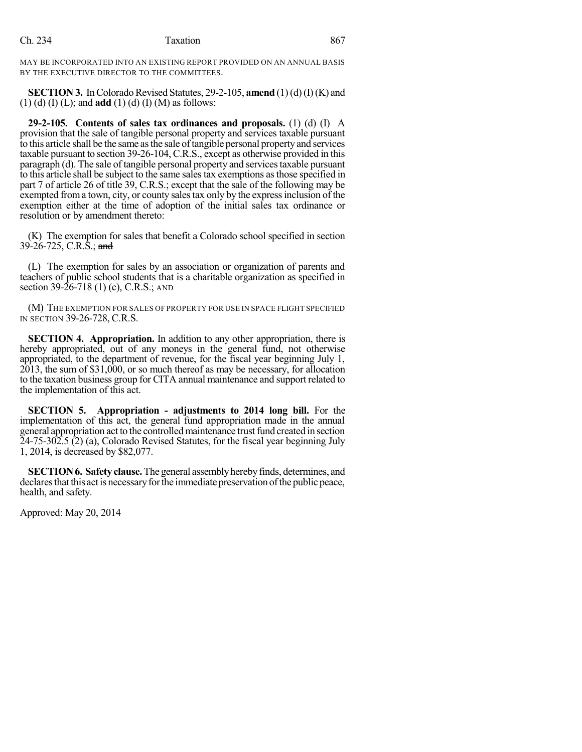MAY BE INCORPORATED INTO AN EXISTING REPORT PROVIDED ON AN ANNUAL BASIS BY THE EXECUTIVE DIRECTOR TO THE COMMITTEES.

**SECTION 3.** In Colorado Revised Statutes, 29-2-105, **amend** (1) (d) (I) (K) and (1) (d) (I) (L); and **add** (1) (d) (I) (M) as follows:

**29-2-105. Contents of sales tax ordinances and proposals.** (1) (d) (I) A provision that the sale of tangible personal property and services taxable pursuant to this article shall be the same as the sale of tangible personal property and services taxable pursuant to section 39-26-104, C.R.S., except as otherwise provided in this paragraph (d). The sale of tangible personal property and services taxable pursuant to this article shall be subject to the same sales tax exemptions as those specified in part 7 of article 26 of title 39, C.R.S.; except that the sale of the following may be exempted from a town, city, or county sales tax only by the express inclusion of the exemption either at the time of adoption of the initial sales tax ordinance or resolution or by amendment thereto:

(K) The exemption for sales that benefit a Colorado school specified in section 39-26-725, C.R.S.; ~~and~~

(L) The exemption for sales by an association or organization of parents and teachers of public school students that is a charitable organization as specified in section 39-26-718 (1) (c), C.R.S.; AND

(M) THE EXEMPTION FOR SALES OF PROPERTY FOR USE IN SPACE FLIGHT SPECIFIED IN SECTION 39-26-728, C.R.S.

**SECTION 4. Appropriation.** In addition to any other appropriation, there is hereby appropriated, out of any moneys in the general fund, not otherwise appropriated, to the department of revenue, for the fiscal year beginning July 1, 2013, the sum of $31,000, or so much thereof as may be necessary, for allocation to the taxation business group for CITA annual maintenance and support related to the implementation of this act.

**SECTION 5. Appropriation - adjustments to 2014 long bill.** For the implementation of this act, the general fund appropriation made in the annual general appropriation act to the controlled maintenance trust fund created in section 24-75-302.5 (2) (a), Colorado Revised Statutes, for the fiscal year beginning July 1, 2014, is decreased by $82,077.

**SECTION 6. Safety clause.** The general assembly hereby finds, determines, and declares that this act is necessary for the immediate preservation of the public peace, health, and safety.

Approved: May 20, 2014